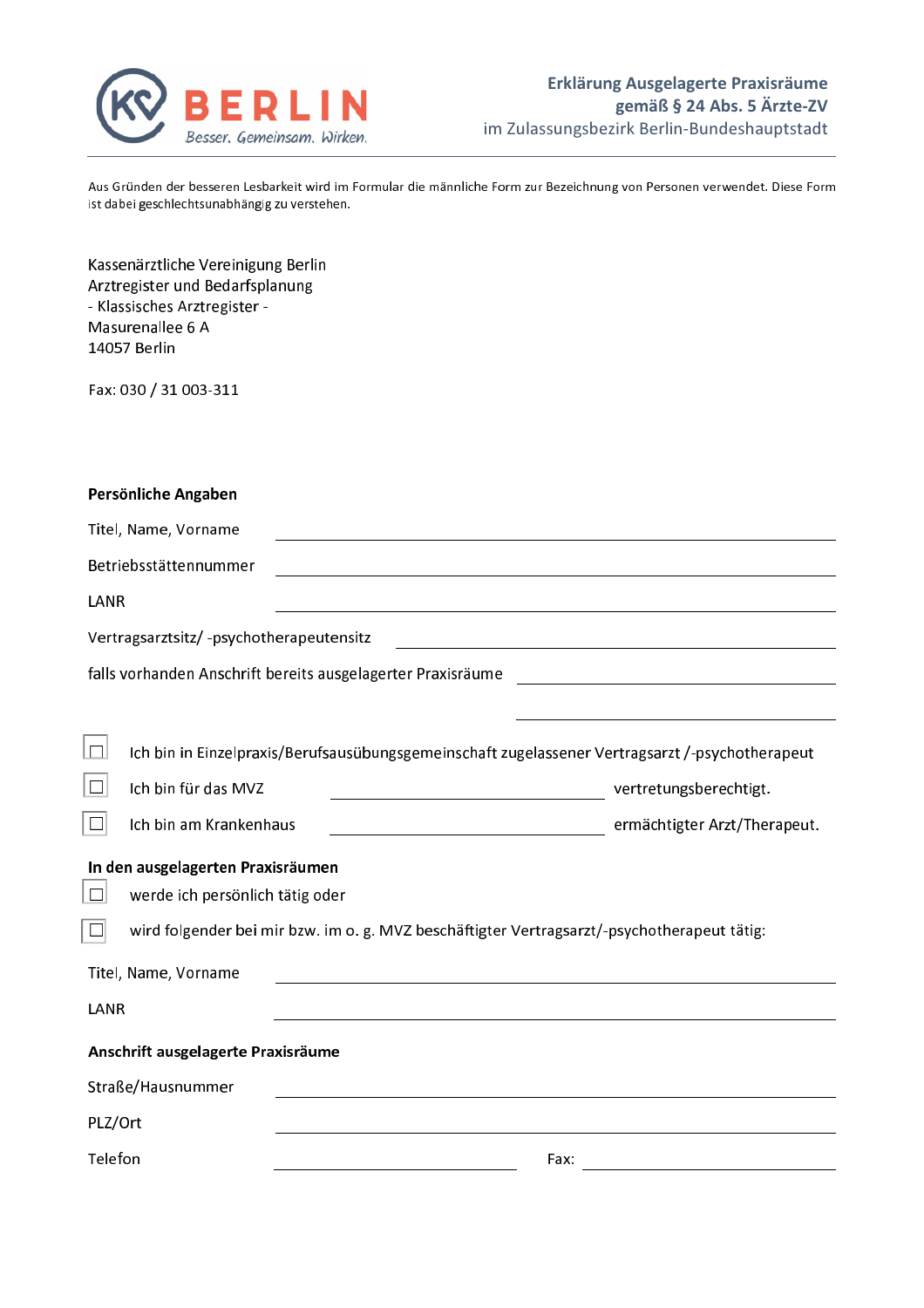KV BERLIN
Besser. Gemeinsam. Wirken.

**Erklärung Ausgelagerte Praxisräume gemäß § 24 Abs. 5 Ärzte-ZV**
im Zulassungsbezirk Berlin-Bundeshauptstadt

Aus Gründen der besseren Lesbarkeit wird im Formular die männliche Form zur Bezeichnung von Personen verwendet. Diese Form ist dabei geschlechtsunabhängig zu verstehen.

Kassenärztliche Vereinigung Berlin
Arztregister und Bedarfsplanung
\- Klassisches Arztregister -
Masurenallee 6 A
14057 Berlin

Fax: 030 / 31 003-311

**Persönliche Angaben**

Titel, Name, Vorname ______________________

Betriebsstättennummer ______________________

LANR ______________________

Vertragsarztsitz/ -psychotherapeutensitz ______________________

falls vorhanden Anschrift bereits ausgelagerter Praxisräume ______________________

______________________

☐ Ich bin in Einzelpraxis/Berufsausübungsgemeinschaft zugelassener Vertragsarzt /-psychotherapeut

☐ Ich bin für das MVZ ______________________ vertretungsberechtigt.

☐ Ich bin am Krankenhaus ______________________ ermächtigter Arzt/Therapeut.

**In den ausgelagerten Praxisräumen**

☐ werde ich persönlich tätig oder

☐ wird folgender bei mir bzw. im o. g. MVZ beschäftigter Vertragsarzt/-psychotherapeut tätig:

Titel, Name, Vorname ______________________

LANR ______________________

**Anschrift ausgelagerte Praxisräume**

Straße/Hausnummer ______________________

PLZ/Ort ______________________

Telefon ______________________ Fax: ______________________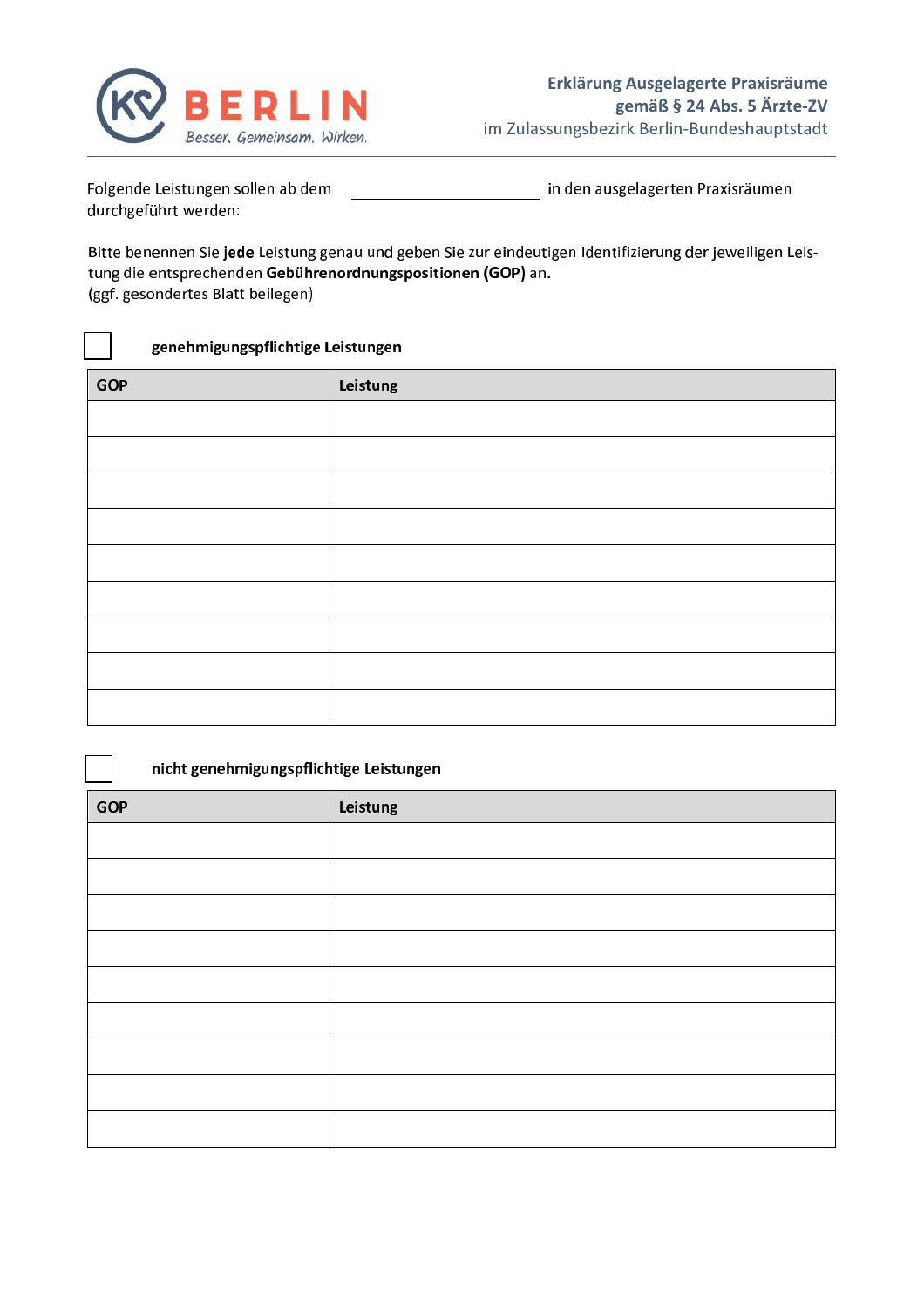# Erklärung Ausgelagerte Praxisräume gemäß § 24 Abs. 5 Ärzte-ZV

im Zulassungsbezirk Berlin-Bundeshauptstadt

Folgende Leistungen sollen ab dem ______________________ in den ausgelagerten Praxisräumen durchgeführt werden:

Bitte benennen Sie **jede** Leistung genau und geben Sie zur eindeutigen Identifizierung der jeweiligen Leistung die entsprechenden **Gebührenordnungspositionen (GOP)** an.
(ggf. gesondertes Blatt beilegen)

☐ **genehmigungspflichtige Leistungen**

| GOP | Leistung |
|---|---|
| | |
| | |
| | |
| | |
| | |
| | |
| | |
| | |
| | |

☐ **nicht genehmigungspflichtige Leistungen**

| GOP | Leistung |
|---|---|
| | |
| | |
| | |
| | |
| | |
| | |
| | |
| | |
| | |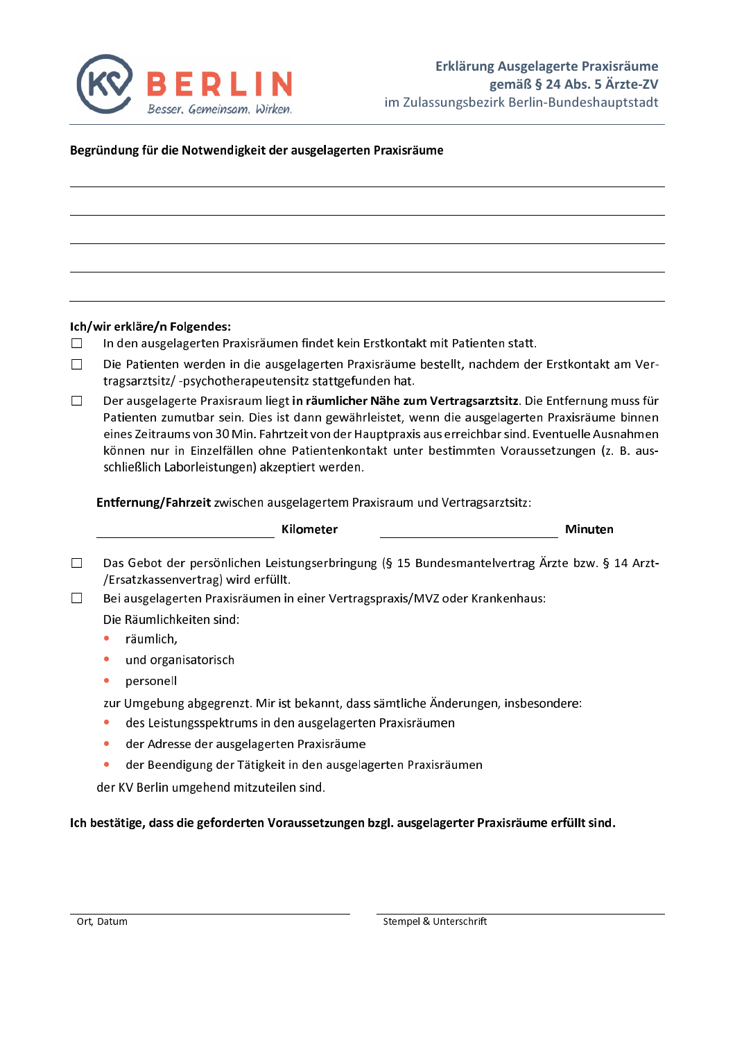KV BERLIN
Besser. Gemeinsam. Wirken.

**Erklärung Ausgelagerte Praxisräume gemäß § 24 Abs. 5 Ärzte-ZV**
im Zulassungsbezirk Berlin-Bundeshauptstadt

**Begründung für die Notwendigkeit der ausgelagerten Praxisräume**

\_\_\_\_\_\_\_\_\_\_\_\_\_\_\_\_\_\_\_\_\_\_\_\_\_\_\_\_\_\_\_\_\_\_\_\_\_\_\_\_\_\_\_\_\_\_\_\_\_\_\_\_\_\_\_\_\_\_\_\_\_\_\_\_\_\_\_\_\_\_\_\_\_\_\_\_\_\_

\_\_\_\_\_\_\_\_\_\_\_\_\_\_\_\_\_\_\_\_\_\_\_\_\_\_\_\_\_\_\_\_\_\_\_\_\_\_\_\_\_\_\_\_\_\_\_\_\_\_\_\_\_\_\_\_\_\_\_\_\_\_\_\_\_\_\_\_\_\_\_\_\_\_\_\_\_\_

\_\_\_\_\_\_\_\_\_\_\_\_\_\_\_\_\_\_\_\_\_\_\_\_\_\_\_\_\_\_\_\_\_\_\_\_\_\_\_\_\_\_\_\_\_\_\_\_\_\_\_\_\_\_\_\_\_\_\_\_\_\_\_\_\_\_\_\_\_\_\_\_\_\_\_\_\_\_

\_\_\_\_\_\_\_\_\_\_\_\_\_\_\_\_\_\_\_\_\_\_\_\_\_\_\_\_\_\_\_\_\_\_\_\_\_\_\_\_\_\_\_\_\_\_\_\_\_\_\_\_\_\_\_\_\_\_\_\_\_\_\_\_\_\_\_\_\_\_\_\_\_\_\_\_\_\_

\_\_\_\_\_\_\_\_\_\_\_\_\_\_\_\_\_\_\_\_\_\_\_\_\_\_\_\_\_\_\_\_\_\_\_\_\_\_\_\_\_\_\_\_\_\_\_\_\_\_\_\_\_\_\_\_\_\_\_\_\_\_\_\_\_\_\_\_\_\_\_\_\_\_\_\_\_\_

**Ich/wir erkläre/n Folgendes:**

- ☐ In den ausgelagerten Praxisräumen findet kein Erstkontakt mit Patienten statt.
- ☐ Die Patienten werden in die ausgelagerten Praxisräume bestellt, nachdem der Erstkontakt am Vertragsarztsitz/ -psychotherapeutensitz stattgefunden hat.
- ☐ Der ausgelagerte Praxisraum liegt **in räumlicher Nähe zum Vertragsarztsitz**. Die Entfernung muss für Patienten zumutbar sein. Dies ist dann gewährleistet, wenn die ausgelagerten Praxisräume binnen eines Zeitraums von 30 Min. Fahrtzeit von der Hauptpraxis aus erreichbar sind. Eventuelle Ausnahmen können nur in Einzelfällen ohne Patientenkontakt unter bestimmten Voraussetzungen (z. B. ausschließlich Laborleistungen) akzeptiert werden.

  **Entfernung/Fahrzeit** zwischen ausgelagertem Praxisraum und Vertragsarztsitz:

  \_\_\_\_\_\_\_\_\_\_\_\_\_\_\_\_\_\_\_\_ **Kilometer** \_\_\_\_\_\_\_\_\_\_\_\_\_\_\_\_\_\_\_\_ **Minuten**

- ☐ Das Gebot der persönlichen Leistungserbringung (§ 15 Bundesmantelvertrag Ärzte bzw. § 14 Arzt-/Ersatzkassenvertrag) wird erfüllt.
- ☐ Bei ausgelagerten Praxisräumen in einer Vertragspraxis/MVZ oder Krankenhaus:

  Die Räumlichkeiten sind:
  - räumlich,
  - und organisatorisch
  - personell

  zur Umgebung abgegrenzt. Mir ist bekannt, dass sämtliche Änderungen, insbesondere:
  - des Leistungsspektrums in den ausgelagerten Praxisräumen
  - der Adresse der ausgelagerten Praxisräume
  - der Beendigung der Tätigkeit in den ausgelagerten Praxisräumen

  der KV Berlin umgehend mitzuteilen sind.

**Ich bestätige, dass die geforderten Voraussetzungen bzgl. ausgelagerter Praxisräume erfüllt sind.**

\_\_\_\_\_\_\_\_\_\_\_\_\_\_\_\_\_\_\_\_\_\_\_\_\_\_\_\_\_\_\_\_\_\_\_\_\_\_\_\_ \_\_\_\_\_\_\_\_\_\_\_\_\_\_\_\_\_\_\_\_\_\_\_\_\_\_\_\_\_\_\_\_\_\_\_\_\_\_\_\_

Ort, Datum | Stempel & Unterschrift